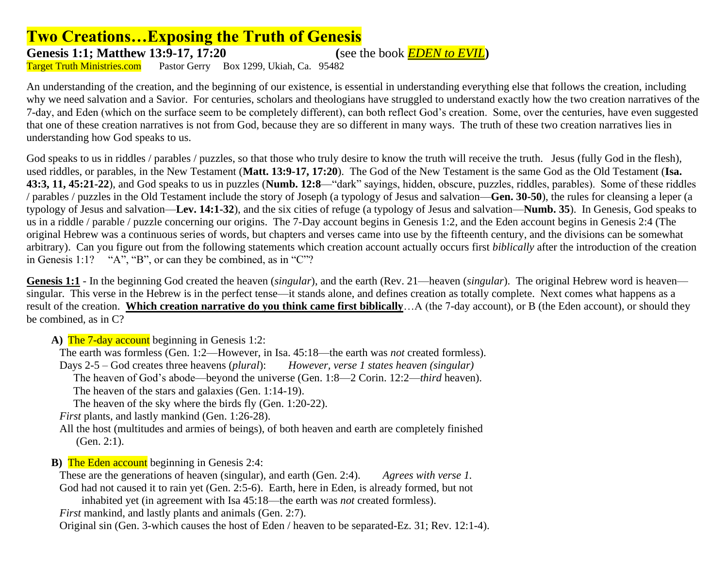# Two Creations…Exposing the Truth of Genesis

**Genesis 1:1; Matthew 13:9-17, 17:20** **(**see the book ***EDEN to EVIL*****)**

Target Truth Ministries.com Pastor Gerry Box 1299, Ukiah, Ca. 95482

An understanding of the creation, and the beginning of our existence, is essential in understanding everything else that follows the creation, including why we need salvation and a Savior. For centuries, scholars and theologians have struggled to understand exactly how the two creation narratives of the 7-day, and Eden (which on the surface seem to be completely different), can both reflect God's creation. Some, over the centuries, have even suggested that one of these creation narratives is not from God, because they are so different in many ways. The truth of these two creation narratives lies in understanding how God speaks to us.

God speaks to us in riddles / parables / puzzles, so that those who truly desire to know the truth will receive the truth. Jesus (fully God in the flesh), used riddles, or parables, in the New Testament (**Matt. 13:9-17, 17:20**). The God of the New Testament is the same God as the Old Testament (**Isa. 43:3, 11, 45:21-22**), and God speaks to us in puzzles (**Numb. 12:8**—"dark" sayings, hidden, obscure, puzzles, riddles, parables). Some of these riddles / parables / puzzles in the Old Testament include the story of Joseph (a typology of Jesus and salvation—**Gen. 30-50**), the rules for cleansing a leper (a typology of Jesus and salvation—**Lev. 14:1-32**), and the six cities of refuge (a typology of Jesus and salvation—**Numb. 35**). In Genesis, God speaks to us in a riddle / parable / puzzle concerning our origins. The 7-Day account begins in Genesis 1:2, and the Eden account begins in Genesis 2:4 (The original Hebrew was a continuous series of words, but chapters and verses came into use by the fifteenth century, and the divisions can be somewhat arbitrary). Can you figure out from the following statements which creation account actually occurs first *biblically* after the introduction of the creation in Genesis 1:1? "A", "B", or can they be combined, as in "C"?

**Genesis 1:1** - In the beginning God created the heaven (*singular*), and the earth (Rev. 21—heaven (*singular*). The original Hebrew word is heaven—singular. This verse in the Hebrew is in the perfect tense—it stands alone, and defines creation as totally complete. Next comes what happens as a result of the creation. **Which creation narrative do you think came first biblically**…A (the 7-day account), or B (the Eden account), or should they be combined, as in C?

**A)** The 7-day account beginning in Genesis 1:2:

The earth was formless (Gen. 1:2—However, in Isa. 45:18—the earth was *not* created formless).

Days 2-5 – God creates three heavens (*plural*): *However, verse 1 states heaven (singular)*

- The heaven of God's abode—beyond the universe (Gen. 1:8—2 Corin. 12:2—*third* heaven).
- The heaven of the stars and galaxies (Gen. 1:14-19).
- The heaven of the sky where the birds fly (Gen. 1:20-22).

*First* plants, and lastly mankind (Gen. 1:26-28).

All the host (multitudes and armies of beings), of both heaven and earth are completely finished (Gen. 2:1).

**B)** The Eden account beginning in Genesis 2:4:

These are the generations of heaven (singular), and earth (Gen. 2:4). *Agrees with verse 1.*

God had not caused it to rain yet (Gen. 2:5-6). Earth, here in Eden, is already formed, but not inhabited yet (in agreement with Isa 45:18—the earth was *not* created formless).

*First* mankind, and lastly plants and animals (Gen. 2:7).

Original sin (Gen. 3-which causes the host of Eden / heaven to be separated-Ez. 31; Rev. 12:1-4).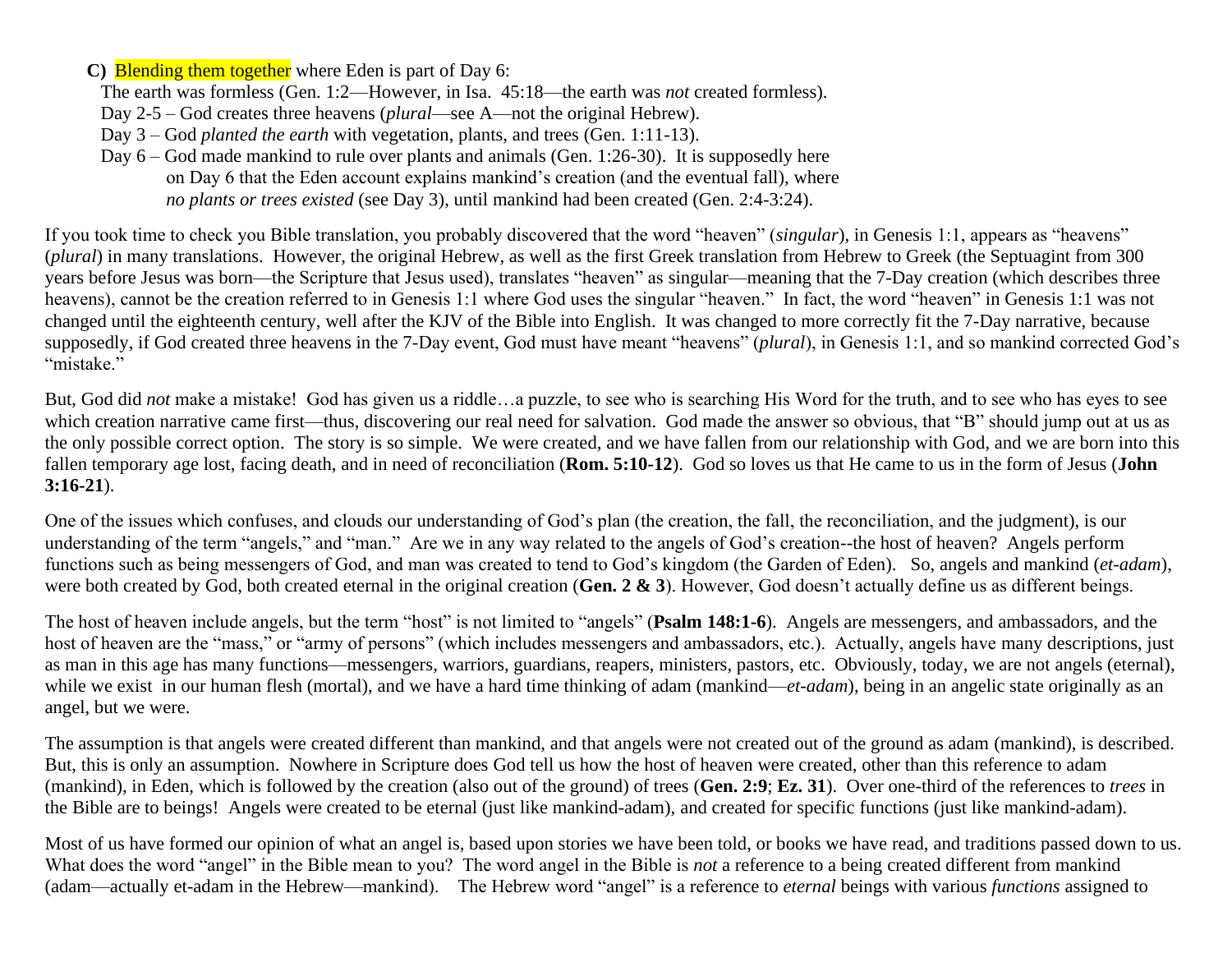**C)** Blending them together where Eden is part of Day 6:

The earth was formless (Gen. 1:2—However, in Isa. 45:18—the earth was *not* created formless).
Day 2-5 – God creates three heavens (*plural*—see A—not the original Hebrew).
Day 3 – God *planted the earth* with vegetation, plants, and trees (Gen. 1:11-13).
Day 6 – God made mankind to rule over plants and animals (Gen. 1:26-30). It is supposedly here on Day 6 that the Eden account explains mankind's creation (and the eventual fall), where *no plants or trees existed* (see Day 3), until mankind had been created (Gen. 2:4-3:24).

If you took time to check you Bible translation, you probably discovered that the word "heaven" (*singular*), in Genesis 1:1, appears as "heavens" (*plural*) in many translations. However, the original Hebrew, as well as the first Greek translation from Hebrew to Greek (the Septuagint from 300 years before Jesus was born—the Scripture that Jesus used), translates "heaven" as singular—meaning that the 7-Day creation (which describes three heavens), cannot be the creation referred to in Genesis 1:1 where God uses the singular "heaven." In fact, the word "heaven" in Genesis 1:1 was not changed until the eighteenth century, well after the KJV of the Bible into English. It was changed to more correctly fit the 7-Day narrative, because supposedly, if God created three heavens in the 7-Day event, God must have meant "heavens" (*plural*), in Genesis 1:1, and so mankind corrected God's "mistake."

But, God did *not* make a mistake! God has given us a riddle…a puzzle, to see who is searching His Word for the truth, and to see who has eyes to see which creation narrative came first—thus, discovering our real need for salvation. God made the answer so obvious, that "B" should jump out at us as the only possible correct option. The story is so simple. We were created, and we have fallen from our relationship with God, and we are born into this fallen temporary age lost, facing death, and in need of reconciliation (**Rom. 5:10-12**). God so loves us that He came to us in the form of Jesus (**John 3:16-21**).

One of the issues which confuses, and clouds our understanding of God's plan (the creation, the fall, the reconciliation, and the judgment), is our understanding of the term "angels," and "man." Are we in any way related to the angels of God's creation--the host of heaven? Angels perform functions such as being messengers of God, and man was created to tend to God's kingdom (the Garden of Eden). So, angels and mankind (*et-adam*), were both created by God, both created eternal in the original creation (**Gen. 2 & 3**). However, God doesn't actually define us as different beings.

The host of heaven include angels, but the term "host" is not limited to "angels" (**Psalm 148:1-6**). Angels are messengers, and ambassadors, and the host of heaven are the "mass," or "army of persons" (which includes messengers and ambassadors, etc.). Actually, angels have many descriptions, just as man in this age has many functions—messengers, warriors, guardians, reapers, ministers, pastors, etc. Obviously, today, we are not angels (eternal), while we exist in our human flesh (mortal), and we have a hard time thinking of adam (mankind—*et-adam*), being in an angelic state originally as an angel, but we were.

The assumption is that angels were created different than mankind, and that angels were not created out of the ground as adam (mankind), is described. But, this is only an assumption. Nowhere in Scripture does God tell us how the host of heaven were created, other than this reference to adam (mankind), in Eden, which is followed by the creation (also out of the ground) of trees (**Gen. 2:9**; **Ez. 31**). Over one-third of the references to *trees* in the Bible are to beings! Angels were created to be eternal (just like mankind-adam), and created for specific functions (just like mankind-adam).

Most of us have formed our opinion of what an angel is, based upon stories we have been told, or books we have read, and traditions passed down to us. What does the word "angel" in the Bible mean to you? The word angel in the Bible is *not* a reference to a being created different from mankind (adam—actually et-adam in the Hebrew—mankind). The Hebrew word "angel" is a reference to *eternal* beings with various *functions* assigned to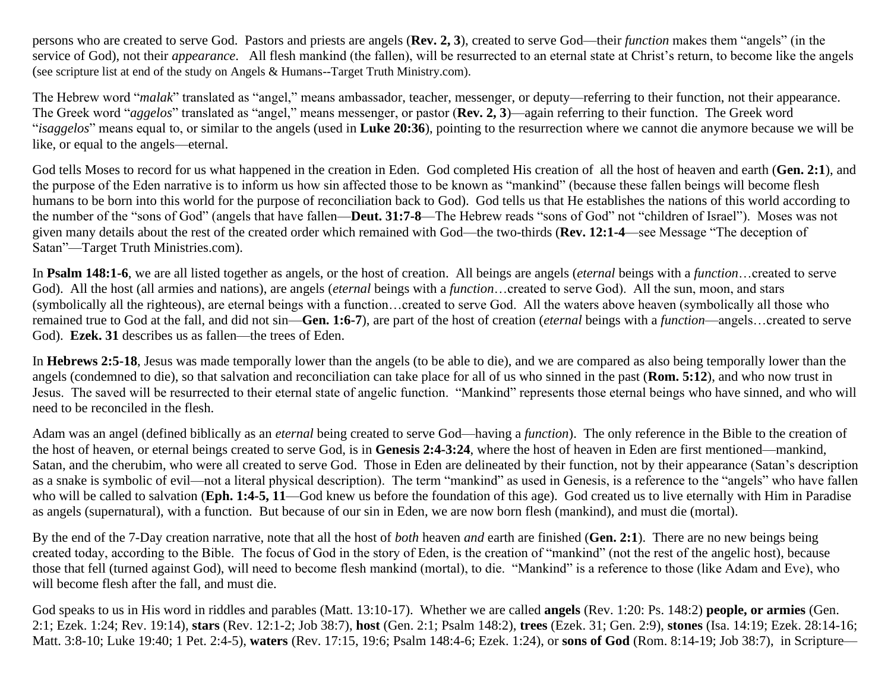persons who are created to serve God. Pastors and priests are angels (**Rev. 2, 3**), created to serve God—their *function* makes them "angels" (in the service of God), not their *appearance*. All flesh mankind (the fallen), will be resurrected to an eternal state at Christ's return, to become like the angels (see scripture list at end of the study on Angels & Humans--Target Truth Ministry.com).

The Hebrew word "*malak*" translated as "angel," means ambassador, teacher, messenger, or deputy—referring to their function, not their appearance. The Greek word "*aggelos*" translated as "angel," means messenger, or pastor (**Rev. 2, 3**)—again referring to their function. The Greek word "*isaggelos*" means equal to, or similar to the angels (used in **Luke 20:36**), pointing to the resurrection where we cannot die anymore because we will be like, or equal to the angels—eternal.

God tells Moses to record for us what happened in the creation in Eden. God completed His creation of all the host of heaven and earth (**Gen. 2:1**), and the purpose of the Eden narrative is to inform us how sin affected those to be known as "mankind" (because these fallen beings will become flesh humans to be born into this world for the purpose of reconciliation back to God). God tells us that He establishes the nations of this world according to the number of the "sons of God" (angels that have fallen—**Deut. 31:7-8**—The Hebrew reads "sons of God" not "children of Israel"). Moses was not given many details about the rest of the created order which remained with God—the two-thirds (**Rev. 12:1-4**—see Message "The deception of Satan"—Target Truth Ministries.com).

In **Psalm 148:1-6**, we are all listed together as angels, or the host of creation. All beings are angels (*eternal* beings with a *function*…created to serve God). All the host (all armies and nations), are angels (*eternal* beings with a *function*…created to serve God). All the sun, moon, and stars (symbolically all the righteous), are eternal beings with a function…created to serve God. All the waters above heaven (symbolically all those who remained true to God at the fall, and did not sin—**Gen. 1:6-7**), are part of the host of creation (*eternal* beings with a *function*—angels…created to serve God). **Ezek. 31** describes us as fallen—the trees of Eden.

In **Hebrews 2:5-18**, Jesus was made temporally lower than the angels (to be able to die), and we are compared as also being temporally lower than the angels (condemned to die), so that salvation and reconciliation can take place for all of us who sinned in the past (**Rom. 5:12**), and who now trust in Jesus. The saved will be resurrected to their eternal state of angelic function. "Mankind" represents those eternal beings who have sinned, and who will need to be reconciled in the flesh.

Adam was an angel (defined biblically as an *eternal* being created to serve God—having a *function*). The only reference in the Bible to the creation of the host of heaven, or eternal beings created to serve God, is in **Genesis 2:4-3:24**, where the host of heaven in Eden are first mentioned—mankind, Satan, and the cherubim, who were all created to serve God. Those in Eden are delineated by their function, not by their appearance (Satan's description as a snake is symbolic of evil—not a literal physical description). The term "mankind" as used in Genesis, is a reference to the "angels" who have fallen who will be called to salvation (**Eph. 1:4-5, 11**—God knew us before the foundation of this age). God created us to live eternally with Him in Paradise as angels (supernatural), with a function. But because of our sin in Eden, we are now born flesh (mankind), and must die (mortal).

By the end of the 7-Day creation narrative, note that all the host of *both* heaven *and* earth are finished (**Gen. 2:1**). There are no new beings being created today, according to the Bible. The focus of God in the story of Eden, is the creation of "mankind" (not the rest of the angelic host), because those that fell (turned against God), will need to become flesh mankind (mortal), to die. "Mankind" is a reference to those (like Adam and Eve), who will become flesh after the fall, and must die.

God speaks to us in His word in riddles and parables (Matt. 13:10-17). Whether we are called **angels** (Rev. 1:20: Ps. 148:2) **people, or armies** (Gen. 2:1; Ezek. 1:24; Rev. 19:14), **stars** (Rev. 12:1-2; Job 38:7), **host** (Gen. 2:1; Psalm 148:2), **trees** (Ezek. 31; Gen. 2:9), **stones** (Isa. 14:19; Ezek. 28:14-16; Matt. 3:8-10; Luke 19:40; 1 Pet. 2:4-5), **waters** (Rev. 17:15, 19:6; Psalm 148:4-6; Ezek. 1:24), or **sons of God** (Rom. 8:14-19; Job 38:7), in Scripture—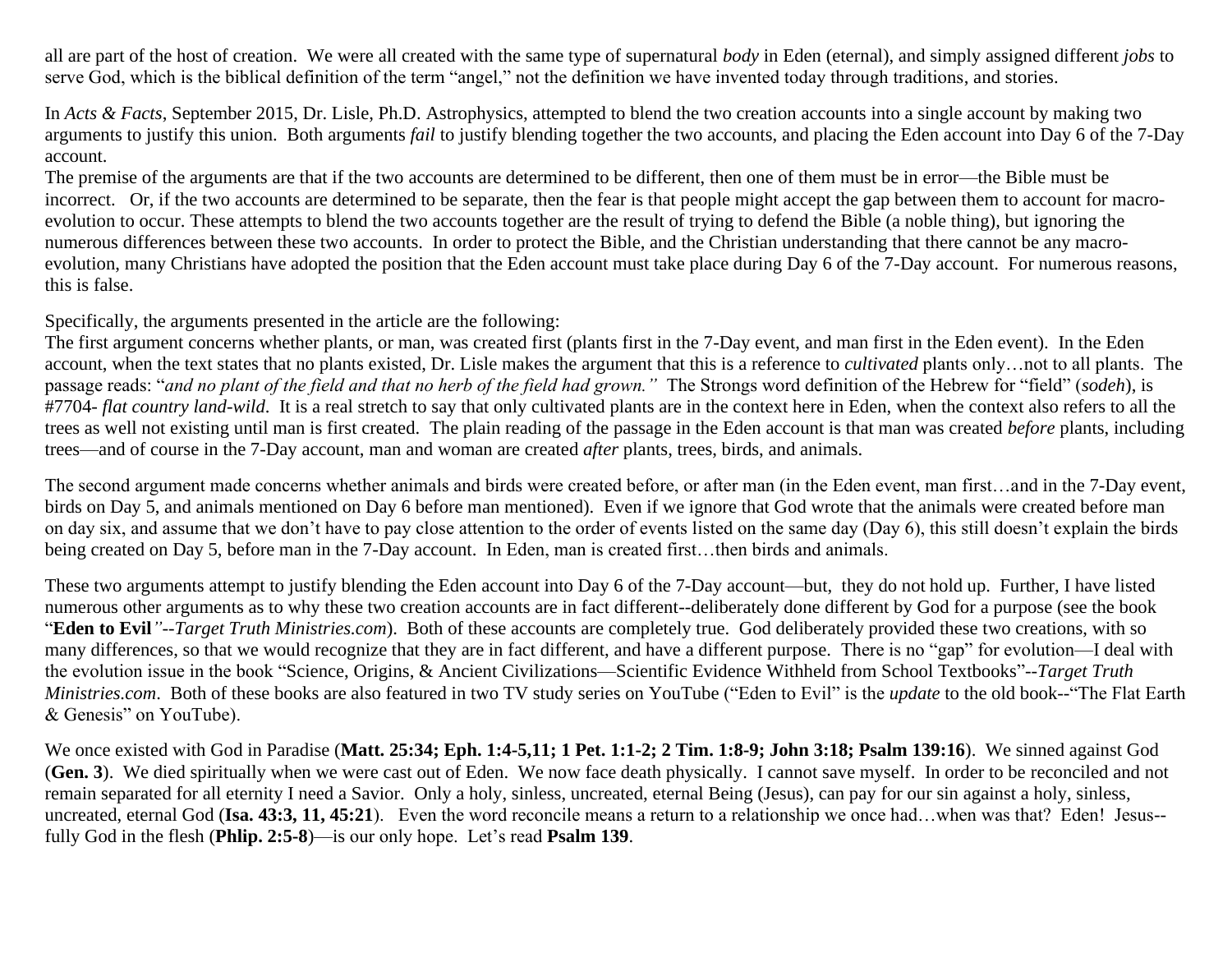all are part of the host of creation. We were all created with the same type of supernatural *body* in Eden (eternal), and simply assigned different *jobs* to serve God, which is the biblical definition of the term "angel," not the definition we have invented today through traditions, and stories.

In *Acts & Facts*, September 2015, Dr. Lisle, Ph.D. Astrophysics, attempted to blend the two creation accounts into a single account by making two arguments to justify this union. Both arguments *fail* to justify blending together the two accounts, and placing the Eden account into Day 6 of the 7-Day account.

The premise of the arguments are that if the two accounts are determined to be different, then one of them must be in error—the Bible must be incorrect. Or, if the two accounts are determined to be separate, then the fear is that people might accept the gap between them to account for macro-evolution to occur. These attempts to blend the two accounts together are the result of trying to defend the Bible (a noble thing), but ignoring the numerous differences between these two accounts. In order to protect the Bible, and the Christian understanding that there cannot be any macro-evolution, many Christians have adopted the position that the Eden account must take place during Day 6 of the 7-Day account. For numerous reasons, this is false.

Specifically, the arguments presented in the article are the following:

The first argument concerns whether plants, or man, was created first (plants first in the 7-Day event, and man first in the Eden event). In the Eden account, when the text states that no plants existed, Dr. Lisle makes the argument that this is a reference to *cultivated* plants only…not to all plants. The passage reads: "*and no plant of the field and that no herb of the field had grown."* The Strongs word definition of the Hebrew for "field" (*sodeh*), is #7704- *flat country land-wild.* It is a real stretch to say that only cultivated plants are in the context here in Eden, when the context also refers to all the trees as well not existing until man is first created. The plain reading of the passage in the Eden account is that man was created *before* plants, including trees—and of course in the 7-Day account, man and woman are created *after* plants, trees, birds, and animals.

The second argument made concerns whether animals and birds were created before, or after man (in the Eden event, man first…and in the 7-Day event, birds on Day 5, and animals mentioned on Day 6 before man mentioned). Even if we ignore that God wrote that the animals were created before man on day six, and assume that we don't have to pay close attention to the order of events listed on the same day (Day 6), this still doesn't explain the birds being created on Day 5, before man in the 7-Day account. In Eden, man is created first…then birds and animals.

These two arguments attempt to justify blending the Eden account into Day 6 of the 7-Day account—but, they do not hold up. Further, I have listed numerous other arguments as to why these two creation accounts are in fact different--deliberately done different by God for a purpose (see the book "**Eden to Evil**"--*Target Truth Ministries.com*). Both of these accounts are completely true. God deliberately provided these two creations, with so many differences, so that we would recognize that they are in fact different, and have a different purpose. There is no "gap" for evolution—I deal with the evolution issue in the book "Science, Origins, & Ancient Civilizations—Scientific Evidence Withheld from School Textbooks"--*Target Truth Ministries.com*. Both of these books are also featured in two TV study series on YouTube ("Eden to Evil" is the *update* to the old book--"The Flat Earth & Genesis" on YouTube).

We once existed with God in Paradise (**Matt. 25:34; Eph. 1:4-5,11; 1 Pet. 1:1-2; 2 Tim. 1:8-9; John 3:18; Psalm 139:16**). We sinned against God (**Gen. 3**). We died spiritually when we were cast out of Eden. We now face death physically. I cannot save myself. In order to be reconciled and not remain separated for all eternity I need a Savior. Only a holy, sinless, uncreated, eternal Being (Jesus), can pay for our sin against a holy, sinless, uncreated, eternal God (**Isa. 43:3, 11, 45:21**). Even the word reconcile means a return to a relationship we once had…when was that? Eden! Jesus--fully God in the flesh (**Phlip. 2:5-8**)—is our only hope. Let's read **Psalm 139**.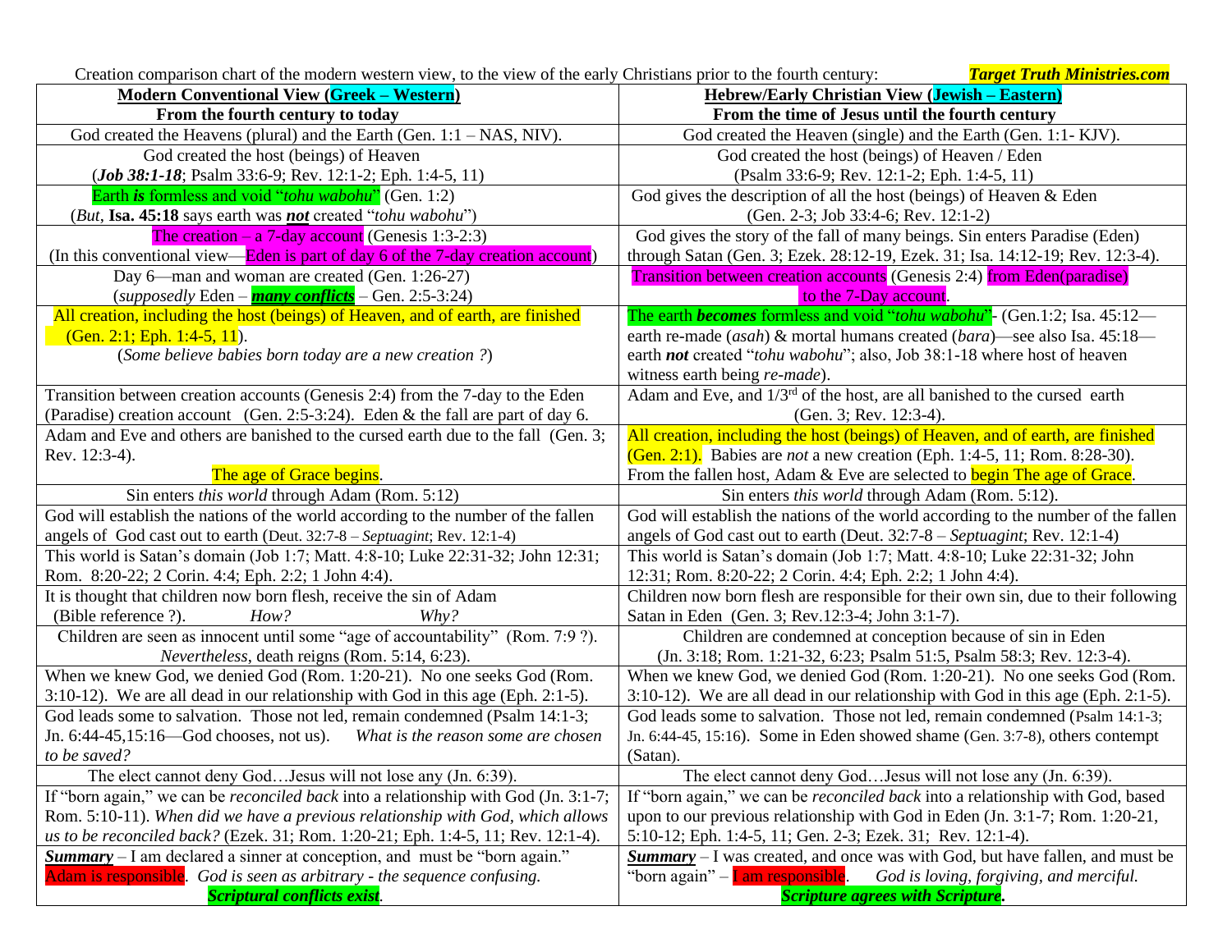Creation comparison chart of the modern western view, to the view of the early Christians prior to the fourth century: ***Target Truth Ministries.com***

| **Modern Conventional View (Greek – Western)**<br>**From the fourth century to today** | **Hebrew/Early Christian View (Jewish – Eastern)**<br>**From the time of Jesus until the fourth century** |
|---|---|
| God created the Heavens (plural) and the Earth (Gen. 1:1 – NAS, NIV). | God created the Heaven (single) and the Earth (Gen. 1:1- KJV). |
| God created the host (beings) of Heaven (***Job 38:1-18***; Psalm 33:6-9; Rev. 12:1-2; Eph. 1:4-5, 11) | God created the host (beings) of Heaven / Eden (Psalm 33:6-9; Rev. 12:1-2; Eph. 1:4-5, 11) |
| Earth ***is*** formless and void "*tohu wabohu*" (Gen. 1:2) (*But*, **Isa. 45:18** says earth was ***not*** created "*tohu wabohu*") | God gives the description of all the host (beings) of Heaven & Eden (Gen. 2-3; Job 33:4-6; Rev. 12:1-2) |
| The creation – a 7-day account (Genesis 1:3-2:3) (In this conventional view—Eden is part of day 6 of the 7-day creation account) | God gives the story of the fall of many beings. Sin enters Paradise (Eden) through Satan (Gen. 3; Ezek. 28:12-19, Ezek. 31; Isa. 14:12-19; Rev. 12:3-4). |
| Day 6—man and woman are created (Gen. 1:26-27) (*supposedly* Eden – ***many conflicts*** – Gen. 2:5-3:24) | Transition between creation accounts (Genesis 2:4) from Eden(paradise) to the 7-Day account. |
| All creation, including the host (beings) of Heaven, and of earth, are finished (Gen. 2:1; Eph. 1:4-5, 11). (*Some believe babies born today are a new creation ?*) | The earth ***becomes*** formless and void "*tohu wabohu*"- (Gen.1:2; Isa. 45:12—earth re-made (*asah*) & mortal humans created (*bara*)—see also Isa. 45:18—earth ***not*** created "*tohu wabohu*"; also, Job 38:1-18 where host of heaven witness earth being *re-made*). |
| Transition between creation accounts (Genesis 2:4) from the 7-day to the Eden (Paradise) creation account (Gen. 2:5-3:24). Eden & the fall are part of day 6. | Adam and Eve, and 1/3rd of the host, are all banished to the cursed earth (Gen. 3; Rev. 12:3-4). |
| Adam and Eve and others are banished to the cursed earth due to the fall (Gen. 3; Rev. 12:3-4). The age of Grace begins. | All creation, including the host (beings) of Heaven, and of earth, are finished (Gen. 2:1). Babies are *not* a new creation (Eph. 1:4-5, 11; Rom. 8:28-30). From the fallen host, Adam & Eve are selected to begin The age of Grace. |
| Sin enters *this world* through Adam (Rom. 5:12) | Sin enters *this world* through Adam (Rom. 5:12). |
| God will establish the nations of the world according to the number of the fallen angels of God cast out to earth (Deut. 32:7-8 – *Septuagint*; Rev. 12:1-4) | God will establish the nations of the world according to the number of the fallen angels of God cast out to earth (Deut. 32:7-8 – *Septuagint*; Rev. 12:1-4) |
| This world is Satan's domain (Job 1:7; Matt. 4:8-10; Luke 22:31-32; John 12:31; Rom. 8:20-22; 2 Corin. 4:4; Eph. 2:2; 1 John 4:4). | This world is Satan's domain (Job 1:7; Matt. 4:8-10; Luke 22:31-32; John 12:31; Rom. 8:20-22; 2 Corin. 4:4; Eph. 2:2; 1 John 4:4). |
| It is thought that children now born flesh, receive the sin of Adam (Bible reference ?). *How? Why?* | Children now born flesh are responsible for their own sin, due to their following Satan in Eden (Gen. 3; Rev.12:3-4; John 3:1-7). |
| Children are seen as innocent until some "age of accountability" (Rom. 7:9 ?). *Nevertheless*, death reigns (Rom. 5:14, 6:23). | Children are condemned at conception because of sin in Eden (Jn. 3:18; Rom. 1:21-32, 6:23; Psalm 51:5, Psalm 58:3; Rev. 12:3-4). |
| When we knew God, we denied God (Rom. 1:20-21). No one seeks God (Rom. 3:10-12). We are all dead in our relationship with God in this age (Eph. 2:1-5). | When we knew God, we denied God (Rom. 1:20-21). No one seeks God (Rom. 3:10-12). We are all dead in our relationship with God in this age (Eph. 2:1-5). |
| God leads some to salvation. Those not led, remain condemned (Psalm 14:1-3; Jn. 6:44-45,15:16—God chooses, not us). *What is the reason some are chosen to be saved?* | God leads some to salvation. Those not led, remain condemned (Psalm 14:1-3; Jn. 6:44-45, 15:16). Some in Eden showed shame (Gen. 3:7-8), others contempt (Satan). |
| The elect cannot deny God…Jesus will not lose any (Jn. 6:39). | The elect cannot deny God…Jesus will not lose any (Jn. 6:39). |
| If "born again," we can be *reconciled back* into a relationship with God (Jn. 3:1-7; Rom. 5:10-11). *When did we have a previous relationship with God, which allows us to be reconciled back?* (Ezek. 31; Rom. 1:20-21; Eph. 1:4-5, 11; Rev. 12:1-4). | If "born again," we can be *reconciled back* into a relationship with God, based upon to our previous relationship with God in Eden (Jn. 3:1-7; Rom. 1:20-21, 5:10-12; Eph. 1:4-5, 11; Gen. 2-3; Ezek. 31; Rev. 12:1-4). |
| ***Summary*** – I am declared a sinner at conception, and must be "born again." Adam is responsible. *God is seen as arbitrary - the sequence confusing.* ***Scriptural conflicts exist.*** | ***Summary*** – I was created, and once was with God, but have fallen, and must be "born again" – I am responsible. *God is loving, forgiving, and merciful.* ***Scripture agrees with Scripture.*** |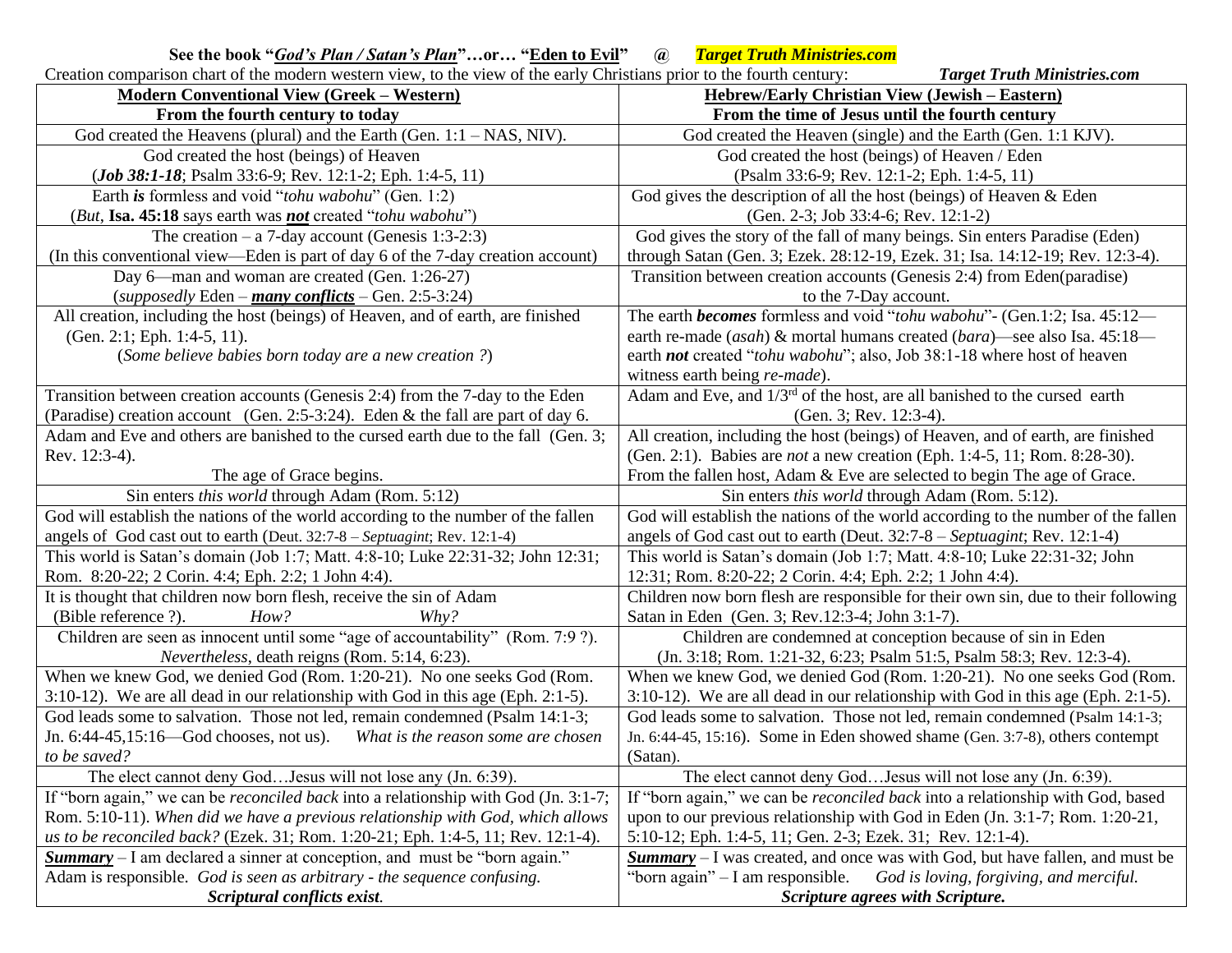**See the book "*God's Plan / Satan's Plan*"…or… "Eden to Evil" @ *Target Truth Ministries.com***

Creation comparison chart of the modern western view, to the view of the early Christians prior to the fourth century: ***Target Truth Ministries.com***

| **Modern Conventional View (Greek – Western)**<br>**From the fourth century to today** | **Hebrew/Early Christian View (Jewish – Eastern)**<br>**From the time of Jesus until the fourth century** |
|---|---|
| God created the Heavens (plural) and the Earth (Gen. 1:1 – NAS, NIV). | God created the Heaven (single) and the Earth (Gen. 1:1 KJV). |
| God created the host (beings) of Heaven<br>(***Job 38:1-18***; Psalm 33:6-9; Rev. 12:1-2; Eph. 1:4-5, 11) | God created the host (beings) of Heaven / Eden<br>(Psalm 33:6-9; Rev. 12:1-2; Eph. 1:4-5, 11) |
| Earth ***is*** formless and void "*tohu wabohu*" (Gen. 1:2)<br>(*But*, **Isa. 45:18** says earth was ***not*** created "*tohu wabohu*") | God gives the description of all the host (beings) of Heaven & Eden<br>(Gen. 2-3; Job 33:4-6; Rev. 12:1-2) |
| The creation – a 7-day account (Genesis 1:3-2:3)<br>(In this conventional view—Eden is part of day 6 of the 7-day creation account) | God gives the story of the fall of many beings. Sin enters Paradise (Eden) through Satan (Gen. 3; Ezek. 28:12-19, Ezek. 31; Isa. 14:12-19; Rev. 12:3-4). |
| Day 6—man and woman are created (Gen. 1:26-27)<br>(*supposedly* Eden – ***many conflicts*** – Gen. 2:5-3:24) | Transition between creation accounts (Genesis 2:4) from Eden(paradise) to the 7-Day account. |
| All creation, including the host (beings) of Heaven, and of earth, are finished (Gen. 2:1; Eph. 1:4-5, 11).<br>(*Some believe babies born today are a new creation ?*) | The earth ***becomes*** formless and void "*tohu wabohu*"- (Gen.1:2; Isa. 45:12—earth re-made (*asah*) & mortal humans created (*bara*)—see also Isa. 45:18—earth ***not*** created "*tohu wabohu*"; also, Job 38:1-18 where host of heaven witness earth being *re-made*). |
| Transition between creation accounts (Genesis 2:4) from the 7-day to the Eden (Paradise) creation account (Gen. 2:5-3:24). Eden & the fall are part of day 6. | Adam and Eve, and 1/3rd of the host, are all banished to the cursed earth (Gen. 3; Rev. 12:3-4). |
| Adam and Eve and others are banished to the cursed earth due to the fall (Gen. 3; Rev. 12:3-4).<br>The age of Grace begins. | All creation, including the host (beings) of Heaven, and of earth, are finished (Gen. 2:1). Babies are *not* a new creation (Eph. 1:4-5, 11; Rom. 8:28-30). From the fallen host, Adam & Eve are selected to begin The age of Grace. |
| Sin enters *this world* through Adam (Rom. 5:12) | Sin enters *this world* through Adam (Rom. 5:12). |
| God will establish the nations of the world according to the number of the fallen angels of God cast out to earth (Deut. 32:7-8 – *Septuagint*; Rev. 12:1-4) | God will establish the nations of the world according to the number of the fallen angels of God cast out to earth (Deut. 32:7-8 – *Septuagint*; Rev. 12:1-4) |
| This world is Satan's domain (Job 1:7; Matt. 4:8-10; Luke 22:31-32; John 12:31; Rom. 8:20-22; 2 Corin. 4:4; Eph. 2:2; 1 John 4:4). | This world is Satan's domain (Job 1:7; Matt. 4:8-10; Luke 22:31-32; John 12:31; Rom. 8:20-22; 2 Corin. 4:4; Eph. 2:2; 1 John 4:4). |
| It is thought that children now born flesh, receive the sin of Adam (Bible reference ?). *How?* *Why?* | Children now born flesh are responsible for their own sin, due to their following Satan in Eden (Gen. 3; Rev.12:3-4; John 3:1-7). |
| Children are seen as innocent until some "age of accountability" (Rom. 7:9 ?).<br>*Nevertheless*, death reigns (Rom. 5:14, 6:23). | Children are condemned at conception because of sin in Eden<br>(Jn. 3:18; Rom. 1:21-32, 6:23; Psalm 51:5, Psalm 58:3; Rev. 12:3-4). |
| When we knew God, we denied God (Rom. 1:20-21). No one seeks God (Rom. 3:10-12). We are all dead in our relationship with God in this age (Eph. 2:1-5). | When we knew God, we denied God (Rom. 1:20-21). No one seeks God (Rom. 3:10-12). We are all dead in our relationship with God in this age (Eph. 2:1-5). |
| God leads some to salvation. Those not led, remain condemned (Psalm 14:1-3; Jn. 6:44-45,15:16—God chooses, not us). *What is the reason some are chosen to be saved?* | God leads some to salvation. Those not led, remain condemned (Psalm 14:1-3; Jn. 6:44-45, 15:16). Some in Eden showed shame (Gen. 3:7-8), others contempt (Satan). |
| The elect cannot deny God…Jesus will not lose any (Jn. 6:39). | The elect cannot deny God…Jesus will not lose any (Jn. 6:39). |
| If "born again," we can be *reconciled back* into a relationship with God (Jn. 3:1-7; Rom. 5:10-11). *When did we have a previous relationship with God, which allows us to be reconciled back?* (Ezek. 31; Rom. 1:20-21; Eph. 1:4-5, 11; Rev. 12:1-4). | If "born again," we can be *reconciled back* into a relationship with God, based upon to our previous relationship with God in Eden (Jn. 3:1-7; Rom. 1:20-21, 5:10-12; Eph. 1:4-5, 11; Gen. 2-3; Ezek. 31; Rev. 12:1-4). |
| ***Summary*** – I am declared a sinner at conception, and must be "born again." Adam is responsible. *God is seen as arbitrary - the sequence confusing.*<br>***Scriptural conflicts exist.*** | ***Summary*** – I was created, and once was with God, but have fallen, and must be "born again" – I am responsible. *God is loving, forgiving, and merciful.*<br>***Scripture agrees with Scripture.*** |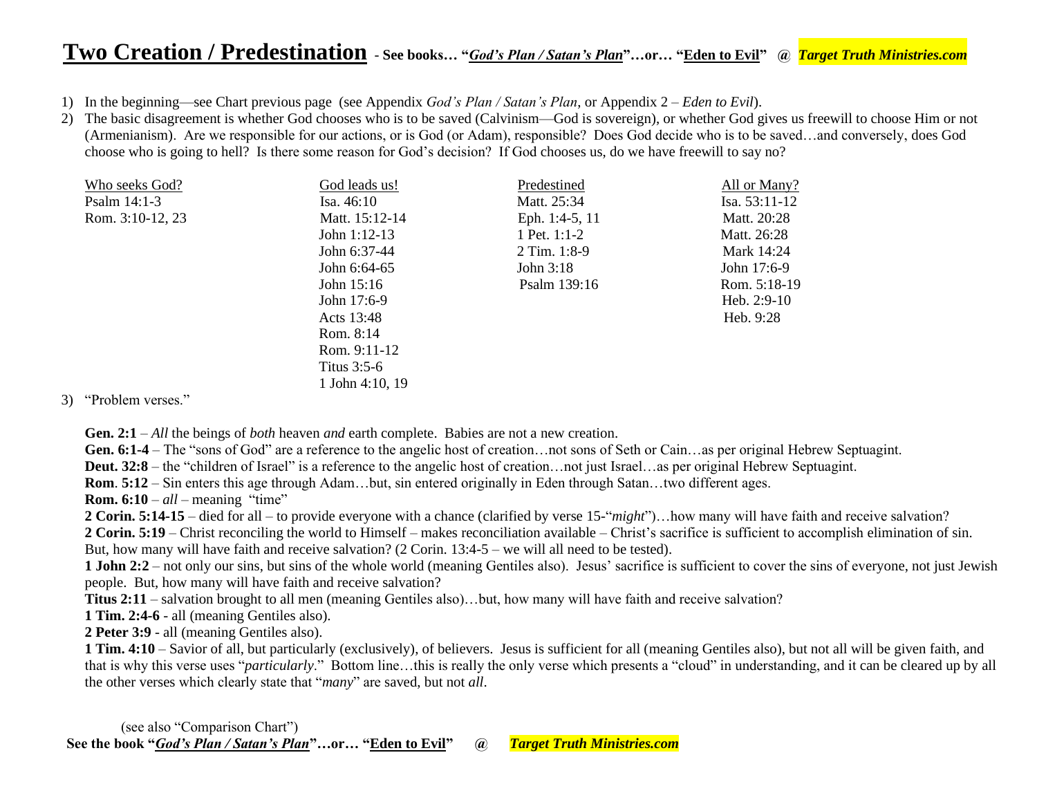# Two Creation / Predestination - See books… "*God's Plan / Satan's Plan*"…or… "Eden to Evil" @ *Target Truth Ministries.com*

1) In the beginning—see Chart previous page (see Appendix *God's Plan / Satan's Plan*, or Appendix 2 – *Eden to Evil*).
2) The basic disagreement is whether God chooses who is to be saved (Calvinism—God is sovereign), or whether God gives us freewill to choose Him or not (Armenianism). Are we responsible for our actions, or is God (or Adam), responsible? Does God decide who is to be saved…and conversely, does God choose who is going to hell? Is there some reason for God's decision? If God chooses us, do we have freewill to say no?

| Who seeks God? | God leads us! | Predestined | All or Many? |
|---|---|---|---|
| Psalm 14:1-3 | Isa. 46:10 | Matt. 25:34 | Isa. 53:11-12 |
| Rom. 3:10-12, 23 | Matt. 15:12-14 | Eph. 1:4-5, 11 | Matt. 20:28 |
| | John 1:12-13 | 1 Pet. 1:1-2 | Matt. 26:28 |
| | John 6:37-44 | 2 Tim. 1:8-9 | Mark 14:24 |
| | John 6:64-65 | John 3:18 | John 17:6-9 |
| | John 15:16 | Psalm 139:16 | Rom. 5:18-19 |
| | John 17:6-9 | | Heb. 2:9-10 |
| | Acts 13:48 | | Heb. 9:28 |
| | Rom. 8:14 | | |
| | Rom. 9:11-12 | | |
| | Titus 3:5-6 | | |
| | 1 John 4:10, 19 | | |

3) "Problem verses."

**Gen. 2:1** – *All* the beings of *both* heaven *and* earth complete. Babies are not a new creation.
**Gen. 6:1-4** – The "sons of God" are a reference to the angelic host of creation…not sons of Seth or Cain…as per original Hebrew Septuagint.
**Deut. 32:8** – the "children of Israel" is a reference to the angelic host of creation…not just Israel…as per original Hebrew Septuagint.
**Rom**. **5:12** – Sin enters this age through Adam…but, sin entered originally in Eden through Satan…two different ages.
**Rom. 6:10** – *all* – meaning "time"
**2 Corin. 5:14-15** – died for all – to provide everyone with a chance (clarified by verse 15-"*might*")…how many will have faith and receive salvation?
**2 Corin. 5:19** – Christ reconciling the world to Himself – makes reconciliation available – Christ's sacrifice is sufficient to accomplish elimination of sin. But, how many will have faith and receive salvation? (2 Corin. 13:4-5 – we will all need to be tested).
**1 John 2:2** – not only our sins, but sins of the whole world (meaning Gentiles also). Jesus' sacrifice is sufficient to cover the sins of everyone, not just Jewish people. But, how many will have faith and receive salvation?
**Titus 2:11** – salvation brought to all men (meaning Gentiles also)…but, how many will have faith and receive salvation?
**1 Tim. 2:4-6** - all (meaning Gentiles also).
**2 Peter 3:9** - all (meaning Gentiles also).
**1 Tim. 4:10** – Savior of all, but particularly (exclusively), of believers. Jesus is sufficient for all (meaning Gentiles also), but not all will be given faith, and that is why this verse uses "*particularly*." Bottom line…this is really the only verse which presents a "cloud" in understanding, and it can be cleared up by all the other verses which clearly state that "*many*" are saved, but not *all*.

(see also "Comparison Chart")

**See the book "*God's Plan / Satan's Plan*"…or… "Eden to Evil" @ *Target Truth Ministries.com***